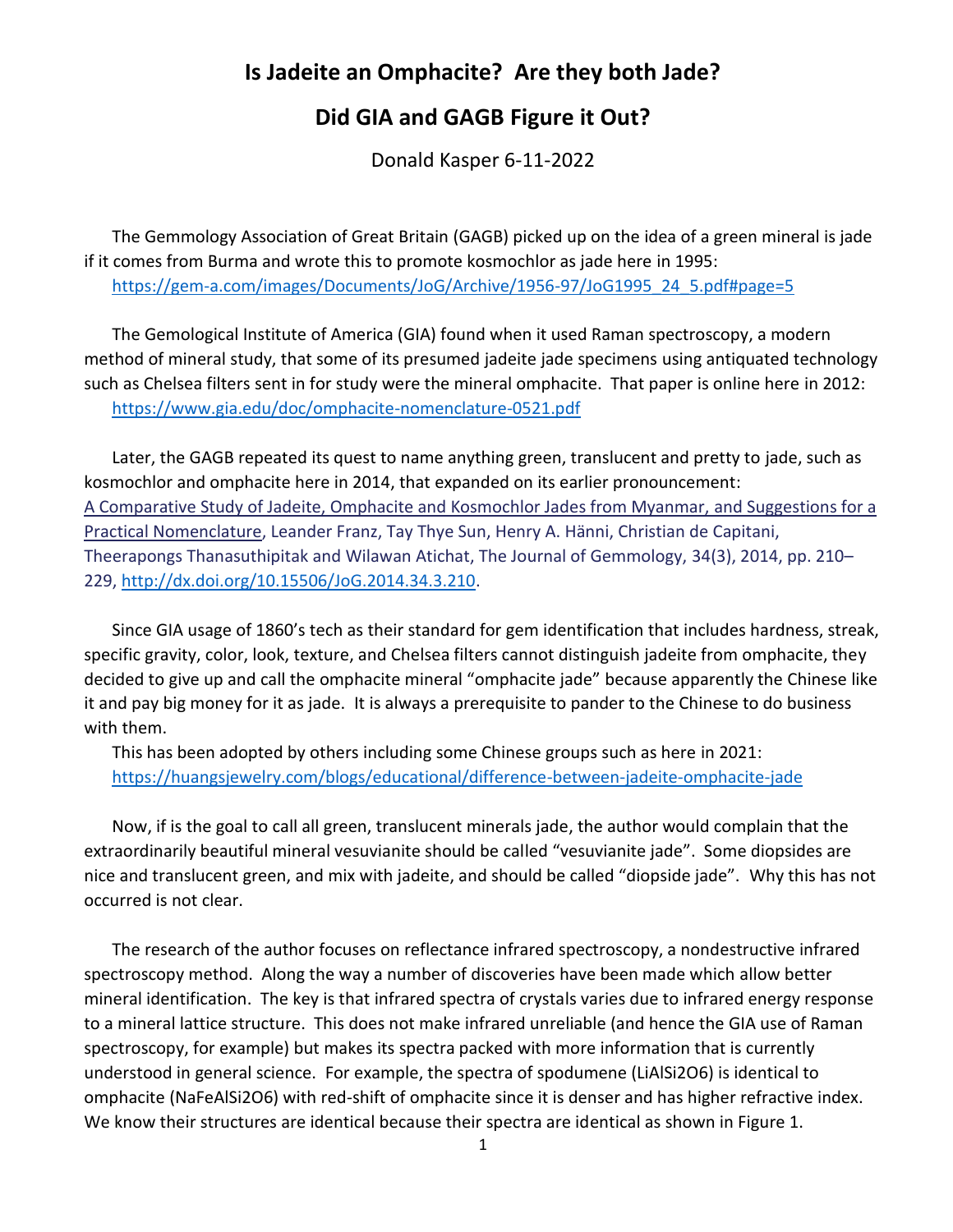# Is Jadeite an Omphacite? Are they both Jade?

# Did GIA and GAGB Figure it Out?

Donald Kasper 6-11-2022

The Gemmology Association of Great Britain (GAGB) picked up on the idea of a green mineral is jade if it comes from Burma and wrote this to promote kosmochlor as jade here in 1995:
https://gem-a.com/images/Documents/JoG/Archive/1956-97/JoG1995_24_5.pdf#page=5

The Gemological Institute of America (GIA) found when it used Raman spectroscopy, a modern method of mineral study, that some of its presumed jadeite jade specimens using antiquated technology such as Chelsea filters sent in for study were the mineral omphacite. That paper is online here in 2012:
https://www.gia.edu/doc/omphacite-nomenclature-0521.pdf

Later, the GAGB repeated its quest to name anything green, translucent and pretty to jade, such as kosmochlor and omphacite here in 2014, that expanded on its earlier pronouncement:
A Comparative Study of Jadeite, Omphacite and Kosmochlor Jades from Myanmar, and Suggestions for a Practical Nomenclature, Leander Franz, Tay Thye Sun, Henry A. Hänni, Christian de Capitani, Theerapongs Thanasuthipitak and Wilawan Atichat, The Journal of Gemmology, 34(3), 2014, pp. 210–229, http://dx.doi.org/10.15506/JoG.2014.34.3.210.

Since GIA usage of 1860's tech as their standard for gem identification that includes hardness, streak, specific gravity, color, look, texture, and Chelsea filters cannot distinguish jadeite from omphacite, they decided to give up and call the omphacite mineral "omphacite jade" because apparently the Chinese like it and pay big money for it as jade. It is always a prerequisite to pander to the Chinese to do business with them.

This has been adopted by others including some Chinese groups such as here in 2021:
https://huangsjewelry.com/blogs/educational/difference-between-jadeite-omphacite-jade

Now, if is the goal to call all green, translucent minerals jade, the author would complain that the extraordinarily beautiful mineral vesuvianite should be called "vesuvianite jade". Some diopsides are nice and translucent green, and mix with jadeite, and should be called "diopside jade". Why this has not occurred is not clear.

The research of the author focuses on reflectance infrared spectroscopy, a nondestructive infrared spectroscopy method. Along the way a number of discoveries have been made which allow better mineral identification. The key is that infrared spectra of crystals varies due to infrared energy response to a mineral lattice structure. This does not make infrared unreliable (and hence the GIA use of Raman spectroscopy, for example) but makes its spectra packed with more information that is currently understood in general science. For example, the spectra of spodumene ($LiAlSi_2O_6$) is identical to omphacite ($NaFeAlSi_2O_6$) with red-shift of omphacite since it is denser and has higher refractive index. We know their structures are identical because their spectra are identical as shown in Figure 1.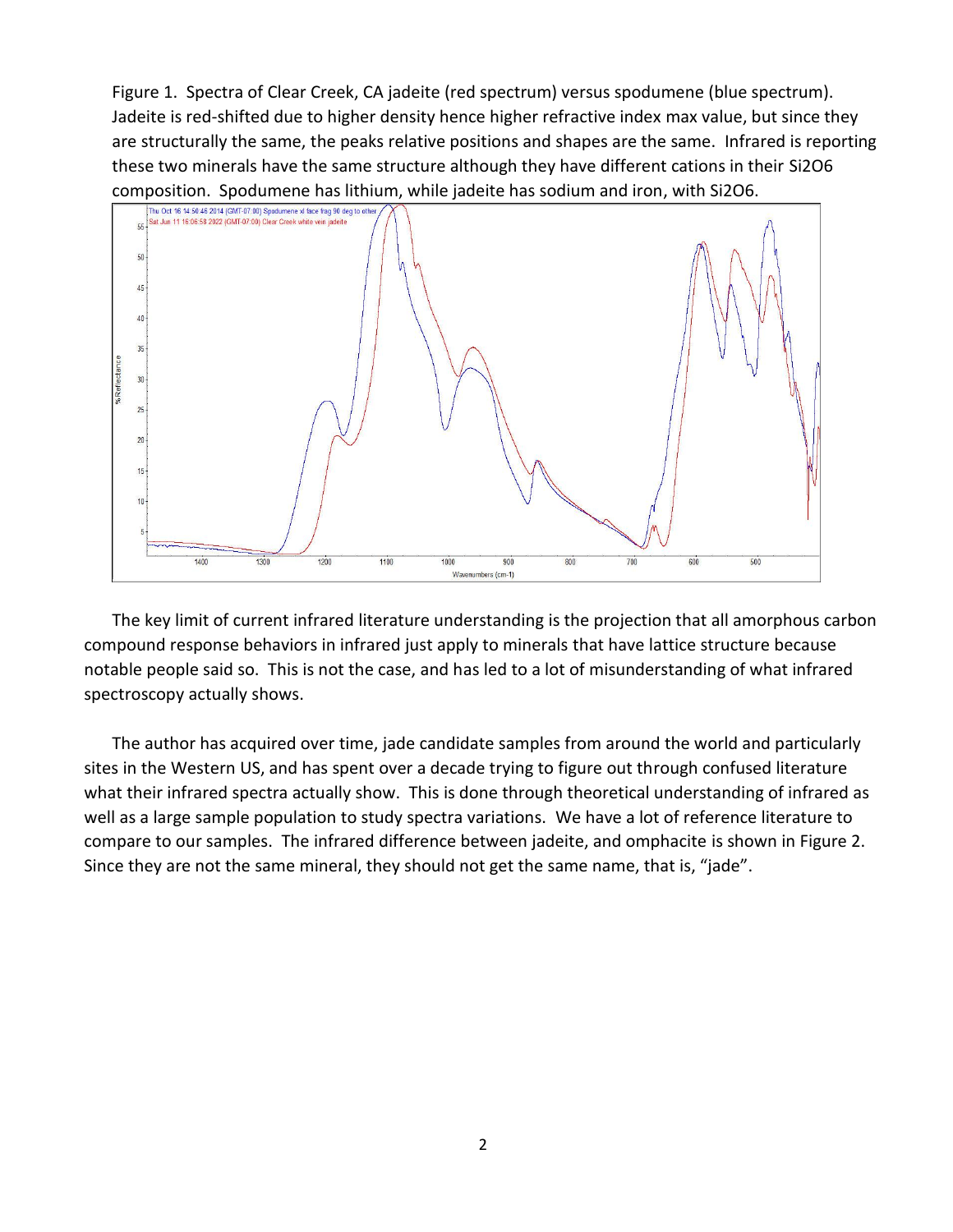Figure 1. Spectra of Clear Creek, CA jadeite (red spectrum) versus spodumene (blue spectrum). Jadeite is red-shifted due to higher density hence higher refractive index max value, but since they are structurally the same, the peaks relative positions and shapes are the same. Infrared is reporting these two minerals have the same structure although they have different cations in their $Si_2O_6$ composition. Spodumene has lithium, while jadeite has sodium and iron, with $Si_2O_6$.

The key limit of current infrared literature understanding is the projection that all amorphous carbon compound response behaviors in infrared just apply to minerals that have lattice structure because notable people said so. This is not the case, and has led to a lot of misunderstanding of what infrared spectroscopy actually shows.

The author has acquired over time, jade candidate samples from around the world and particularly sites in the Western US, and has spent over a decade trying to figure out through confused literature what their infrared spectra actually show. This is done through theoretical understanding of infrared as well as a large sample population to study spectra variations. We have a lot of reference literature to compare to our samples. The infrared difference between jadeite, and omphacite is shown in Figure 2. Since they are not the same mineral, they should not get the same name, that is, "jade".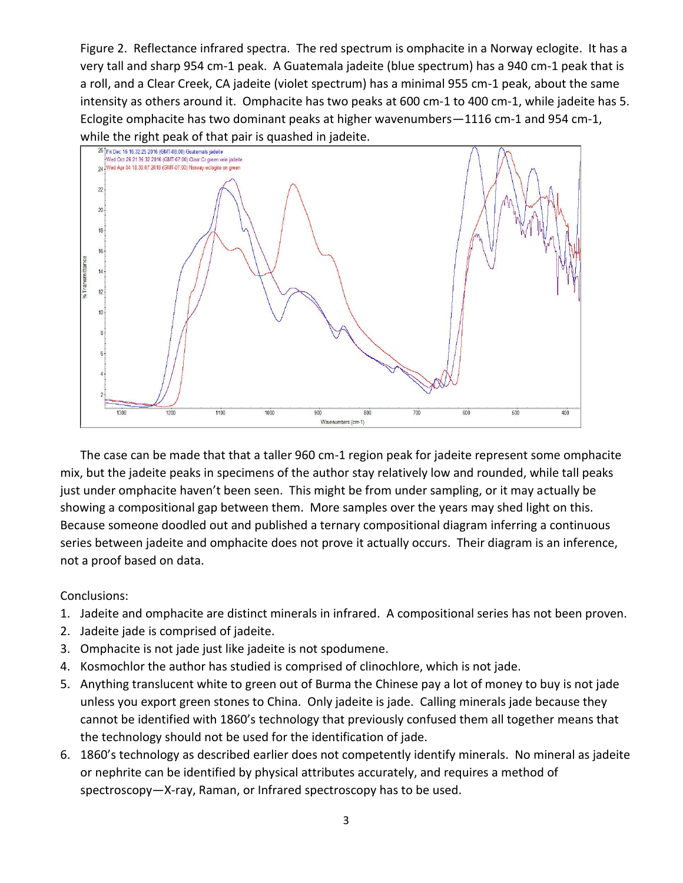Figure 2. Reflectance infrared spectra. The red spectrum is omphacite in a Norway eclogite. It has a very tall and sharp 954 cm-1 peak. A Guatemala jadeite (blue spectrum) has a 940 cm-1 peak that is a roll, and a Clear Creek, CA jadeite (violet spectrum) has a minimal 955 cm-1 peak, about the same intensity as others around it. Omphacite has two peaks at 600 cm-1 to 400 cm-1, while jadeite has 5. Eclogite omphacite has two dominant peaks at higher wavenumbers—1116 cm-1 and 954 cm-1, while the right peak of that pair is quashed in jadeite.

Fri Dec 16 16:32:25 2016 (GMT-08:00) Guatemala jadeite
Wed Oct 26 21:35:32 2016 (GMT-07:00) Clear Cr green vein jadeite
Wed Apr 04 18:30:07 2018 (GMT-07:00) Norway eclogite on green

% Transmittance

Wavenumbers (cm-1)

The case can be made that that a taller 960 cm-1 region peak for jadeite represent some omphacite mix, but the jadeite peaks in specimens of the author stay relatively low and rounded, while tall peaks just under omphacite haven't been seen. This might be from under sampling, or it may actually be showing a compositional gap between them. More samples over the years may shed light on this. Because someone doodled out and published a ternary compositional diagram inferring a continuous series between jadeite and omphacite does not prove it actually occurs. Their diagram is an inference, not a proof based on data.

Conclusions:

1. Jadeite and omphacite are distinct minerals in infrared. A compositional series has not been proven.
2. Jadeite jade is comprised of jadeite.
3. Omphacite is not jade just like jadeite is not spodumene.
4. Kosmochlor the author has studied is comprised of clinochlore, which is not jade.
5. Anything translucent white to green out of Burma the Chinese pay a lot of money to buy is not jade unless you export green stones to China. Only jadeite is jade. Calling minerals jade because they cannot be identified with 1860's technology that previously confused them all together means that the technology should not be used for the identification of jade.
6. 1860's technology as described earlier does not competently identify minerals. No mineral as jadeite or nephrite can be identified by physical attributes accurately, and requires a method of spectroscopy—X-ray, Raman, or Infrared spectroscopy has to be used.